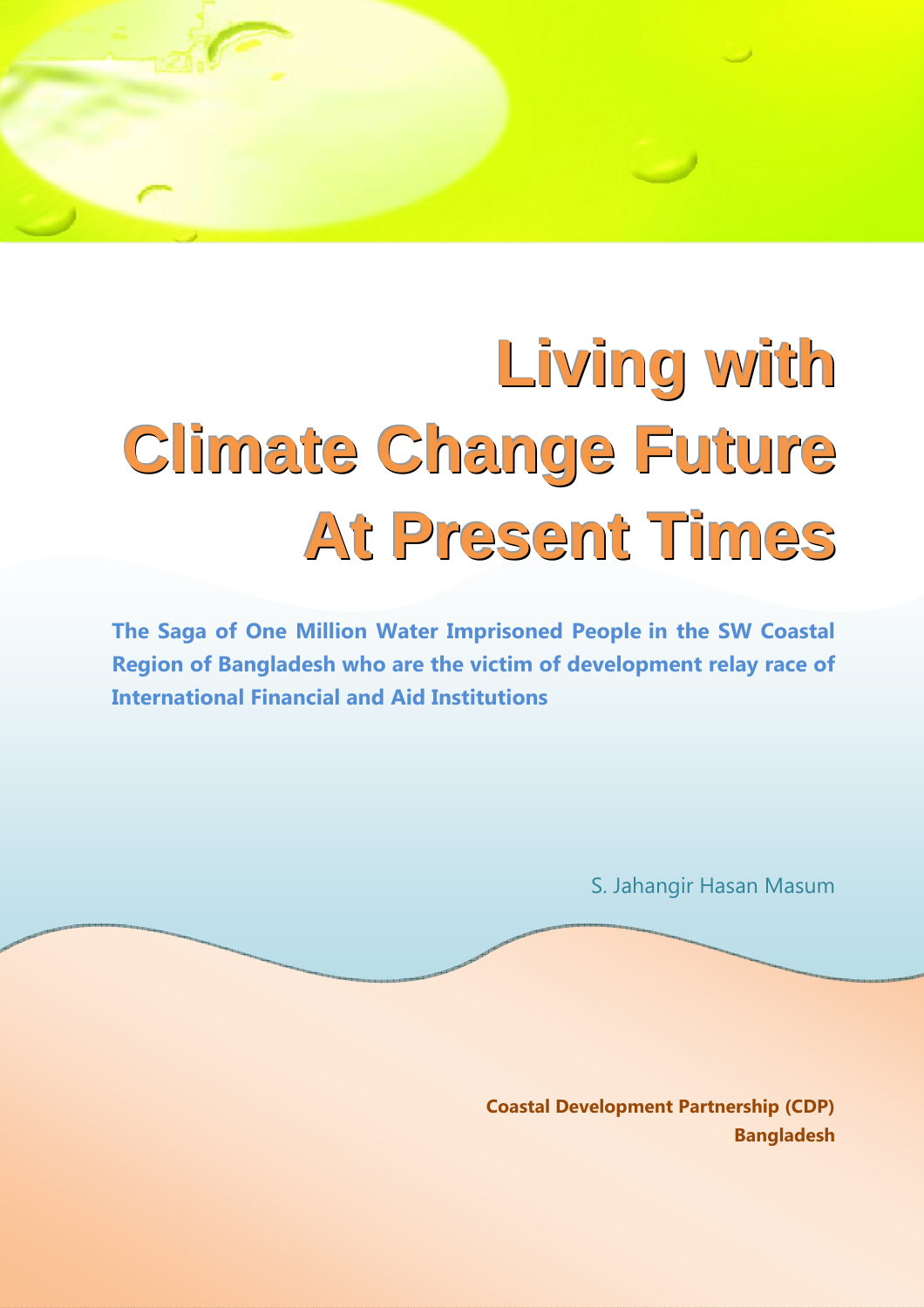# Living with Climate Change Future At Present Times

**The Saga of One Million Water Imprisoned People in the SW Coastal Region of Bangladesh who are the victim of development relay race of International Financial and Aid Institutions**

S. Jahangir Hasan Masum

**Coastal Development Partnership (CDP)**
**Bangladesh**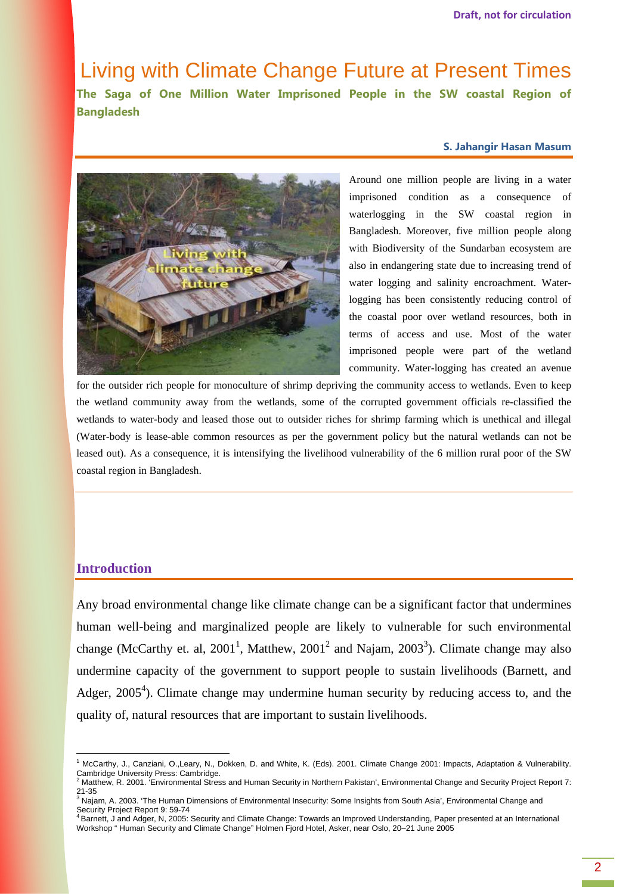Draft, not for circulation

# Living with Climate Change Future at Present Times

**The Saga of One Million Water Imprisoned People in the SW coastal Region of Bangladesh**

**S. Jahangir Hasan Masum**

Around one million people are living in a water imprisoned condition as a consequence of waterlogging in the SW coastal region in Bangladesh. Moreover, five million people along with Biodiversity of the Sundarban ecosystem are also in endangering state due to increasing trend of water logging and salinity encroachment. Water-logging has been consistently reducing control of the coastal poor over wetland resources, both in terms of access and use. Most of the water imprisoned people were part of the wetland community. Water-logging has created an avenue for the outsider rich people for monoculture of shrimp depriving the community access to wetlands. Even to keep the wetland community away from the wetlands, some of the corrupted government officials re-classified the wetlands to water-body and leased those out to outsider riches for shrimp farming which is unethical and illegal (Water-body is lease-able common resources as per the government policy but the natural wetlands can not be leased out). As a consequence, it is intensifying the livelihood vulnerability of the 6 million rural poor of the SW coastal region in Bangladesh.

## Introduction

Any broad environmental change like climate change can be a significant factor that undermines human well-being and marginalized people are likely to vulnerable for such environmental change (McCarthy et. al, 2001[1], Matthew, 2001[2] and Najam, 2003[3]). Climate change may also undermine capacity of the government to support people to sustain livelihoods (Barnett, and Adger, 2005[4]). Climate change may undermine human security by reducing access to, and the quality of, natural resources that are important to sustain livelihoods.

---

[1] McCarthy, J., Canziani, O.,Leary, N., Dokken, D. and White, K. (Eds). 2001. Climate Change 2001: Impacts, Adaptation & Vulnerability. Cambridge University Press: Cambridge.

[2] Matthew, R. 2001. 'Environmental Stress and Human Security in Northern Pakistan', Environmental Change and Security Project Report 7: 21-35

[3] Najam, A. 2003. 'The Human Dimensions of Environmental Insecurity: Some Insights from South Asia', Environmental Change and Security Project Report 9: 59-74

[4] Barnett, J and Adger, N, 2005: Security and Climate Change: Towards an Improved Understanding, Paper presented at an International Workshop " Human Security and Climate Change" Holmen Fjord Hotel, Asker, near Oslo, 20–21 June 2005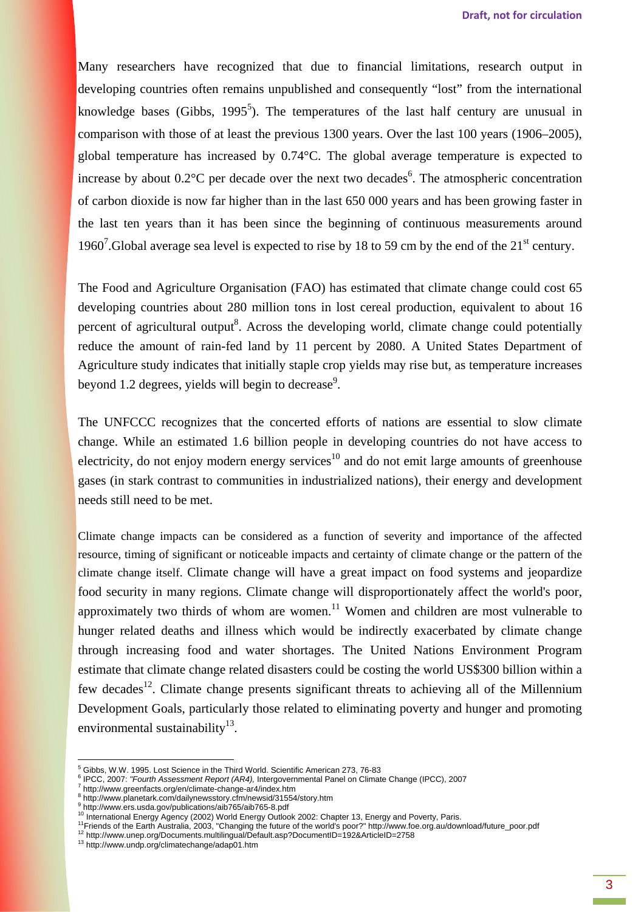Many researchers have recognized that due to financial limitations, research output in developing countries often remains unpublished and consequently "lost" from the international knowledge bases (Gibbs, 1995[5]). The temperatures of the last half century are unusual in comparison with those of at least the previous 1300 years. Over the last 100 years (1906–2005), global temperature has increased by 0.74°C. The global average temperature is expected to increase by about 0.2°C per decade over the next two decades[6]. The atmospheric concentration of carbon dioxide is now far higher than in the last 650 000 years and has been growing faster in the last ten years than it has been since the beginning of continuous measurements around 1960[7].Global average sea level is expected to rise by 18 to 59 cm by the end of the 21st century.

The Food and Agriculture Organisation (FAO) has estimated that climate change could cost 65 developing countries about 280 million tons in lost cereal production, equivalent to about 16 percent of agricultural output[8]. Across the developing world, climate change could potentially reduce the amount of rain-fed land by 11 percent by 2080. A United States Department of Agriculture study indicates that initially staple crop yields may rise but, as temperature increases beyond 1.2 degrees, yields will begin to decrease[9].

The UNFCCC recognizes that the concerted efforts of nations are essential to slow climate change. While an estimated 1.6 billion people in developing countries do not have access to electricity, do not enjoy modern energy services[10] and do not emit large amounts of greenhouse gases (in stark contrast to communities in industrialized nations), their energy and development needs still need to be met.

Climate change impacts can be considered as a function of severity and importance of the affected resource, timing of significant or noticeable impacts and certainty of climate change or the pattern of the climate change itself. Climate change will have a great impact on food systems and jeopardize food security in many regions. Climate change will disproportionately affect the world's poor, approximately two thirds of whom are women.[11] Women and children are most vulnerable to hunger related deaths and illness which would be indirectly exacerbated by climate change through increasing food and water shortages. The United Nations Environment Program estimate that climate change related disasters could be costing the world US$300 billion within a few decades[12]. Climate change presents significant threats to achieving all of the Millennium Development Goals, particularly those related to eliminating poverty and hunger and promoting environmental sustainability[13].

---

[5] Gibbs, W.W. 1995. Lost Science in the Third World. Scientific American 273, 76-83

[6] IPCC, 2007: *"Fourth Assessment Report (AR4),* Intergovernmental Panel on Climate Change (IPCC), 2007

[7] http://www.greenfacts.org/en/climate-change-ar4/index.htm

[8] http://www.planetark.com/dailynewsstory.cfm/newsid/31554/story.htm

[9] http://www.ers.usda.gov/publications/aib765/aib765-8.pdf

[10] International Energy Agency (2002) World Energy Outlook 2002: Chapter 13, Energy and Poverty, Paris.

[11] Friends of the Earth Australia, 2003, "Changing the future of the world's poor?" http://www.foe.org.au/download/future_poor.pdf

[12] http://www.unep.org/Documents.multilingual/Default.asp?DocumentID=192&ArticleID=2758

[13] http://www.undp.org/climatechange/adap01.htm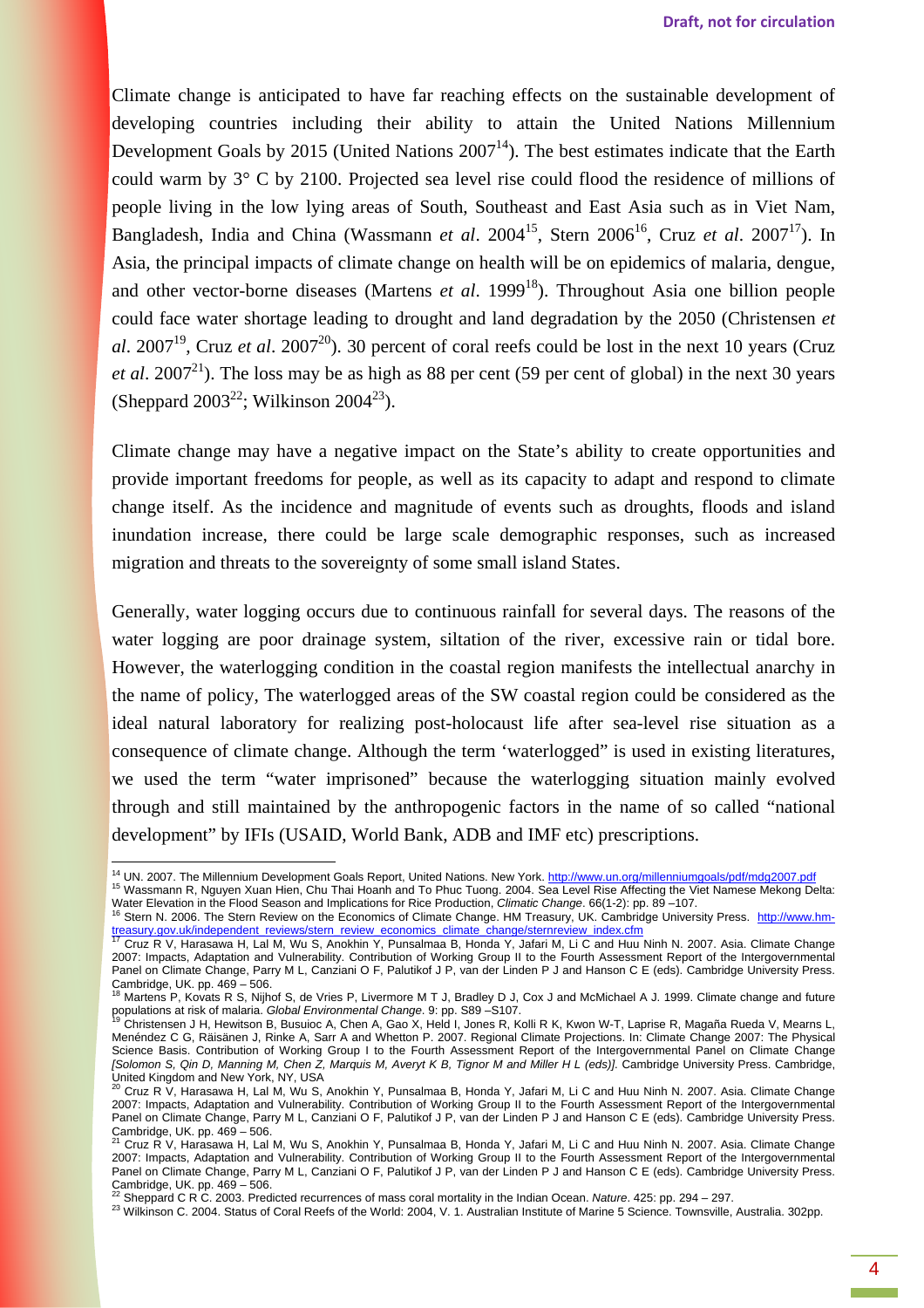Climate change is anticipated to have far reaching effects on the sustainable development of developing countries including their ability to attain the United Nations Millennium Development Goals by 2015 (United Nations 2007[14]). The best estimates indicate that the Earth could warm by 3° C by 2100. Projected sea level rise could flood the residence of millions of people living in the low lying areas of South, Southeast and East Asia such as in Viet Nam, Bangladesh, India and China (Wassmann *et al*. 2004[15], Stern 2006[16], Cruz *et al*. 2007[17]). In Asia, the principal impacts of climate change on health will be on epidemics of malaria, dengue, and other vector-borne diseases (Martens *et al*. 1999[18]). Throughout Asia one billion people could face water shortage leading to drought and land degradation by the 2050 (Christensen *et al*. 2007[19], Cruz *et al*. 2007[20]). 30 percent of coral reefs could be lost in the next 10 years (Cruz *et al*. 2007[21]). The loss may be as high as 88 per cent (59 per cent of global) in the next 30 years (Sheppard 2003[22]; Wilkinson 2004[23]).

Climate change may have a negative impact on the State's ability to create opportunities and provide important freedoms for people, as well as its capacity to adapt and respond to climate change itself. As the incidence and magnitude of events such as droughts, floods and island inundation increase, there could be large scale demographic responses, such as increased migration and threats to the sovereignty of some small island States.

Generally, water logging occurs due to continuous rainfall for several days. The reasons of the water logging are poor drainage system, siltation of the river, excessive rain or tidal bore. However, the waterlogging condition in the coastal region manifests the intellectual anarchy in the name of policy, The waterlogged areas of the SW coastal region could be considered as the ideal natural laboratory for realizing post-holocaust life after sea-level rise situation as a consequence of climate change. Although the term 'waterlogged" is used in existing literatures, we used the term "water imprisoned" because the waterlogging situation mainly evolved through and still maintained by the anthropogenic factors in the name of so called "national development" by IFIs (USAID, World Bank, ADB and IMF etc) prescriptions.

---

[14] UN. 2007. The Millennium Development Goals Report, United Nations. New York. http://www.un.org/millenniumgoals/pdf/mdg2007.pdf

[15] Wassmann R, Nguyen Xuan Hien, Chu Thai Hoanh and To Phuc Tuong. 2004. Sea Level Rise Affecting the Viet Namese Mekong Delta: Water Elevation in the Flood Season and Implications for Rice Production, *Climatic Change*. 66(1-2): pp. 89 –107.

[16] Stern N. 2006. The Stern Review on the Economics of Climate Change. HM Treasury, UK. Cambridge University Press. http://www.hm-treasury.gov.uk/independent_reviews/stern_review_economics_climate_change/sternreview_index.cfm

[17] Cruz R V, Harasawa H, Lal M, Wu S, Anokhin Y, Punsalmaa B, Honda Y, Jafari M, Li C and Huu Ninh N. 2007. Asia. Climate Change 2007: Impacts, Adaptation and Vulnerability. Contribution of Working Group II to the Fourth Assessment Report of the Intergovernmental Panel on Climate Change, Parry M L, Canziani O F, Palutikof J P, van der Linden P J and Hanson C E (eds). Cambridge University Press. Cambridge, UK. pp. 469 – 506.

[18] Martens P, Kovats R S, Nijhof S, de Vries P, Livermore M T J, Bradley D J, Cox J and McMichael A J. 1999. Climate change and future populations at risk of malaria. *Global Environmental Change*. 9: pp. S89 –S107.

[19] Christensen J H, Hewitson B, Busuioc A, Chen A, Gao X, Held I, Jones R, Kolli R K, Kwon W-T, Laprise R, Magaña Rueda V, Mearns L, Menéndez C G, Räisänen J, Rinke A, Sarr A and Whetton P. 2007. Regional Climate Projections. In: Climate Change 2007: The Physical Science Basis. Contribution of Working Group I to the Fourth Assessment Report of the Intergovernmental Panel on Climate Change *[Solomon S, Qin D, Manning M, Chen Z, Marquis M, Averyt K B, Tignor M and Miller H L (eds)]*. Cambridge University Press. Cambridge, United Kingdom and New York, NY, USA

[20] Cruz R V, Harasawa H, Lal M, Wu S, Anokhin Y, Punsalmaa B, Honda Y, Jafari M, Li C and Huu Ninh N. 2007. Asia. Climate Change 2007: Impacts, Adaptation and Vulnerability. Contribution of Working Group II to the Fourth Assessment Report of the Intergovernmental Panel on Climate Change, Parry M L, Canziani O F, Palutikof J P, van der Linden P J and Hanson C E (eds). Cambridge University Press. Cambridge, UK. pp. 469 – 506.

[21] Cruz R V, Harasawa H, Lal M, Wu S, Anokhin Y, Punsalmaa B, Honda Y, Jafari M, Li C and Huu Ninh N. 2007. Asia. Climate Change 2007: Impacts, Adaptation and Vulnerability. Contribution of Working Group II to the Fourth Assessment Report of the Intergovernmental Panel on Climate Change, Parry M L, Canziani O F, Palutikof J P, van der Linden P J and Hanson C E (eds). Cambridge University Press. Cambridge, UK. pp. 469 – 506.

[22] Sheppard C R C. 2003. Predicted recurrences of mass coral mortality in the Indian Ocean. *Nature*. 425: pp. 294 – 297.

[23] Wilkinson C. 2004. Status of Coral Reefs of the World: 2004, V. 1. Australian Institute of Marine 5 Science. Townsville, Australia. 302pp.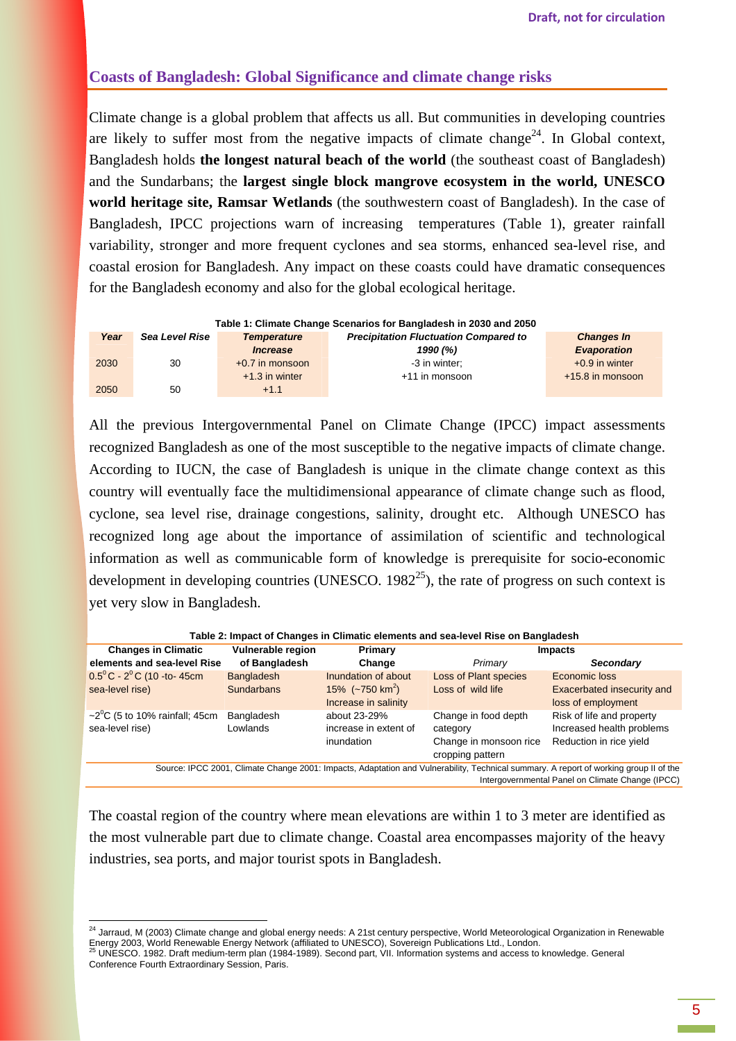## Coasts of Bangladesh: Global Significance and climate change risks

Climate change is a global problem that affects us all. But communities in developing countries are likely to suffer most from the negative impacts of climate change[24]. In Global context, Bangladesh holds **the longest natural beach of the world** (the southeast coast of Bangladesh) and the Sundarbans; the **largest single block mangrove ecosystem in the world, UNESCO world heritage site, Ramsar Wetlands** (the southwestern coast of Bangladesh). In the case of Bangladesh, IPCC projections warn of increasing temperatures (Table 1), greater rainfall variability, stronger and more frequent cyclones and sea storms, enhanced sea-level rise, and coastal erosion for Bangladesh. Any impact on these coasts could have dramatic consequences for the Bangladesh economy and also for the global ecological heritage.

**Table 1: Climate Change Scenarios for Bangladesh in 2030 and 2050**

| *Year* | *Sea Level Rise* | *Temperature Increase* | *Precipitation Fluctuation Compared to 1990 (%)* | *Changes In Evaporation* |
|---|---|---|---|---|
| 2030 | 30 | +0.7 in monsoon<br>+1.3 in winter | -3 in winter;<br>+11 in monsoon | +0.9 in winter<br>+15.8 in monsoon |
| 2050 | 50 | +1.1 | | |

All the previous Intergovernmental Panel on Climate Change (IPCC) impact assessments recognized Bangladesh as one of the most susceptible to the negative impacts of climate change. According to IUCN, the case of Bangladesh is unique in the climate change context as this country will eventually face the multidimensional appearance of climate change such as flood, cyclone, sea level rise, drainage congestions, salinity, drought etc. Although UNESCO has recognized long age about the importance of assimilation of scientific and technological information as well as communicable form of knowledge is prerequisite for socio-economic development in developing countries (UNESCO. 1982[25]), the rate of progress on such context is yet very slow in Bangladesh.

**Table 2: Impact of Changes in Climatic elements and sea-level Rise on Bangladesh**

| Changes in Climatic elements and sea-level Rise | Vulnerable region of Bangladesh | Primary Change | Impacts | |
|---|---|---|---|---|
| | | | *Primary* | *Secondary* |
| $0.5^0$C - $2^0$C (10 -to- 45cm sea-level rise) | Bangladesh Sundarbans | Inundation of about 15% (~750 km$^2$)<br>Increase in salinity | Loss of Plant species<br>Loss of wild life | Economic loss<br>Exacerbated insecurity and loss of employment |
| ~$2^0$C (5 to 10% rainfall; 45cm sea-level rise) | Bangladesh Lowlands | about 23-29% increase in extent of inundation | Change in food depth category<br>Change in monsoon rice cropping pattern | Risk of life and property<br>Increased health problems<br>Reduction in rice yield |

Source: IPCC 2001, Climate Change 2001: Impacts, Adaptation and Vulnerability, Technical summary. A report of working group II of the Intergovernmental Panel on Climate Change (IPCC)

The coastal region of the country where mean elevations are within 1 to 3 meter are identified as the most vulnerable part due to climate change. Coastal area encompasses majority of the heavy industries, sea ports, and major tourist spots in Bangladesh.

---

[24] Jarraud, M (2003) Climate change and global energy needs: A 21st century perspective, World Meteorological Organization in Renewable Energy 2003, World Renewable Energy Network (affiliated to UNESCO), Sovereign Publications Ltd., London.

[25] UNESCO. 1982. Draft medium-term plan (1984-1989). Second part, VII. Information systems and access to knowledge. General Conference Fourth Extraordinary Session, Paris.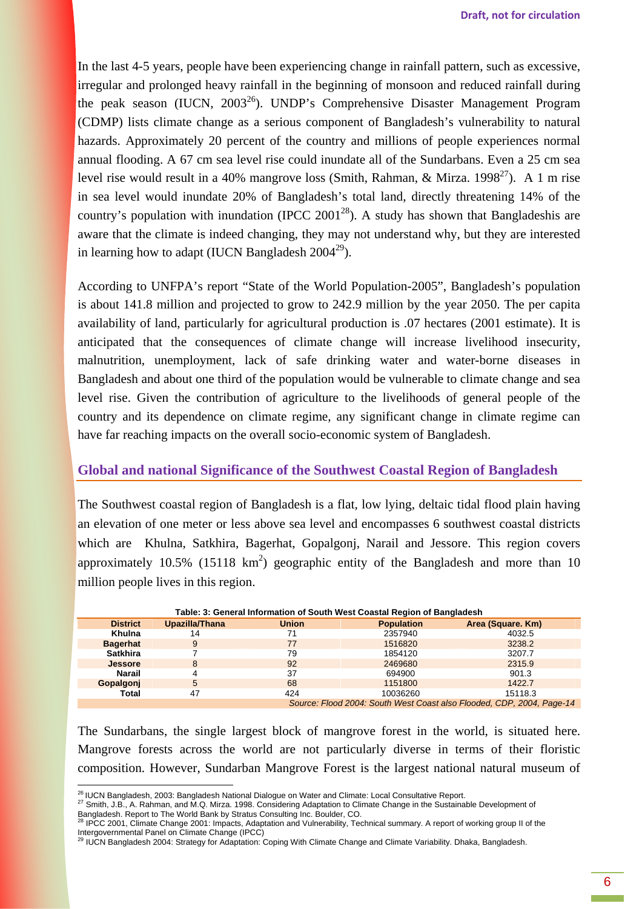In the last 4-5 years, people have been experiencing change in rainfall pattern, such as excessive, irregular and prolonged heavy rainfall in the beginning of monsoon and reduced rainfall during the peak season (IUCN, 2003[26]). UNDP's Comprehensive Disaster Management Program (CDMP) lists climate change as a serious component of Bangladesh's vulnerability to natural hazards. Approximately 20 percent of the country and millions of people experiences normal annual flooding. A 67 cm sea level rise could inundate all of the Sundarbans. Even a 25 cm sea level rise would result in a 40% mangrove loss (Smith, Rahman, & Mirza. 1998[27]). A 1 m rise in sea level would inundate 20% of Bangladesh's total land, directly threatening 14% of the country's population with inundation (IPCC 2001[28]). A study has shown that Bangladeshis are aware that the climate is indeed changing, they may not understand why, but they are interested in learning how to adapt (IUCN Bangladesh 2004[29]).

According to UNFPA's report "State of the World Population-2005", Bangladesh's population is about 141.8 million and projected to grow to 242.9 million by the year 2050. The per capita availability of land, particularly for agricultural production is .07 hectares (2001 estimate). It is anticipated that the consequences of climate change will increase livelihood insecurity, malnutrition, unemployment, lack of safe drinking water and water-borne diseases in Bangladesh and about one third of the population would be vulnerable to climate change and sea level rise. Given the contribution of agriculture to the livelihoods of general people of the country and its dependence on climate regime, any significant change in climate regime can have far reaching impacts on the overall socio-economic system of Bangladesh.

## Global and national Significance of the Southwest Coastal Region of Bangladesh

The Southwest coastal region of Bangladesh is a flat, low lying, deltaic tidal flood plain having an elevation of one meter or less above sea level and encompasses 6 southwest coastal districts which are Khulna, Satkhira, Bagerhat, Gopalgonj, Narail and Jessore. This region covers approximately 10.5% (15118 km$^2$) geographic entity of the Bangladesh and more than 10 million people lives in this region.

**Table: 3: General Information of South West Coastal Region of Bangladesh**

| District | Upazilla/Thana | Union | Population | Area (Square. Km) |
|---|---|---|---|---|
| Khulna | 14 | 71 | 2357940 | 4032.5 |
| Bagerhat | 9 | 77 | 1516820 | 3238.2 |
| Satkhira | 7 | 79 | 1854120 | 3207.7 |
| Jessore | 8 | 92 | 2469680 | 2315.9 |
| Narail | 4 | 37 | 694900 | 901.3 |
| Gopalgonj | 5 | 68 | 1151800 | 1422.7 |
| Total | 47 | 424 | 10036260 | 15118.3 |

*Source: Flood 2004: South West Coast also Flooded, CDP, 2004, Page-14*

The Sundarbans, the single largest block of mangrove forest in the world, is situated here. Mangrove forests across the world are not particularly diverse in terms of their floristic composition. However, Sundarban Mangrove Forest is the largest national natural museum of

---

[26] IUCN Bangladesh, 2003: Bangladesh National Dialogue on Water and Climate: Local Consultative Report.

[27] Smith, J.B., A. Rahman, and M.Q. Mirza. 1998. Considering Adaptation to Climate Change in the Sustainable Development of Bangladesh. Report to The World Bank by Stratus Consulting Inc. Boulder, CO.

[28] IPCC 2001, Climate Change 2001: Impacts, Adaptation and Vulnerability, Technical summary. A report of working group II of the Intergovernmental Panel on Climate Change (IPCC)

[29] IUCN Bangladesh 2004: Strategy for Adaptation: Coping With Climate Change and Climate Variability. Dhaka, Bangladesh.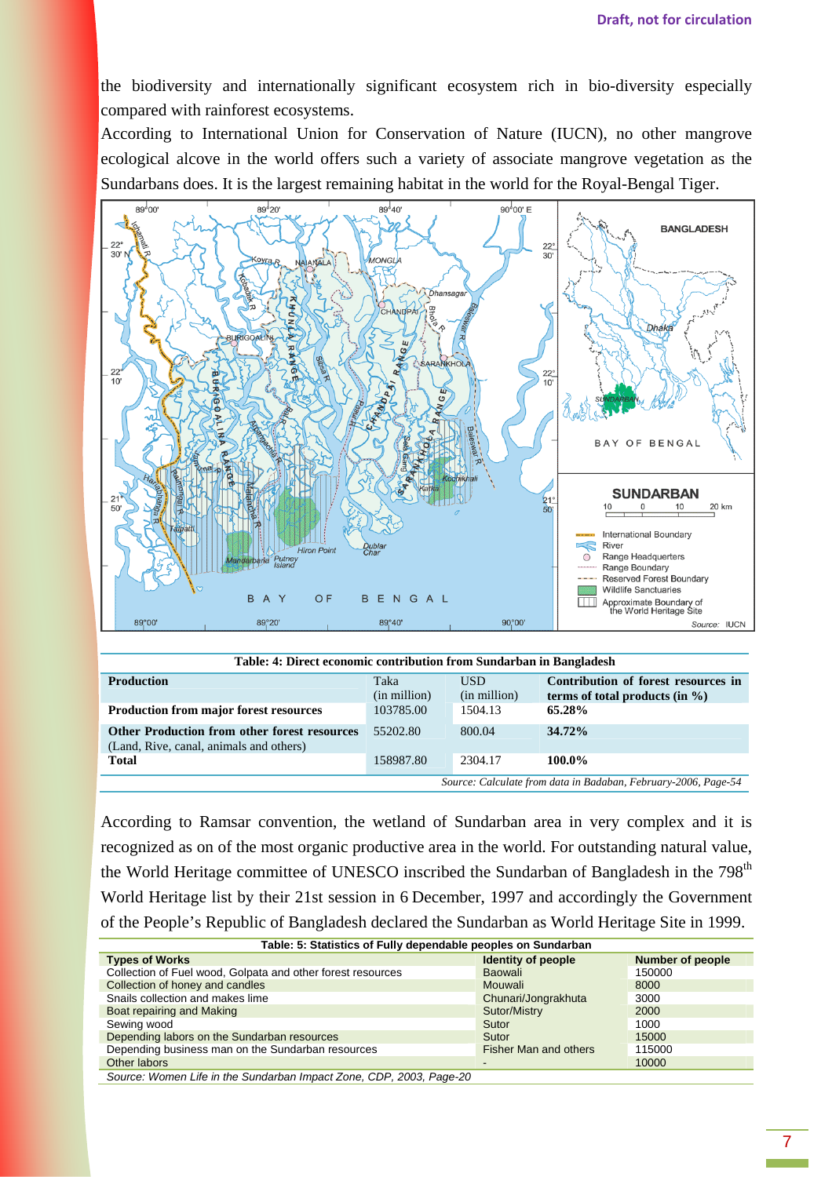the biodiversity and internationally significant ecosystem rich in bio-diversity especially compared with rainforest ecosystems.

According to International Union for Conservation of Nature (IUCN), no other mangrove ecological alcove in the world offers such a variety of associate mangrove vegetation as the Sundarbans does. It is the largest remaining habitat in the world for the Royal-Bengal Tiger.

**Table: 4: Direct economic contribution from Sundarban in Bangladesh**

| Production | Taka (in million) | USD (in million) | Contribution of forest resources in terms of total products (in %) |
|---|---|---|---|
| **Production from major forest resources** | 103785.00 | 1504.13 | **65.28%** |
| **Other Production from other forest resources** (Land, Rive, canal, animals and others) | 55202.80 | 800.04 | **34.72%** |
| **Total** | 158987.80 | 2304.17 | **100.0%** |

*Source: Calculate from data in Badaban, February-2006, Page-54*

According to Ramsar convention, the wetland of Sundarban area in very complex and it is recognized as on of the most organic productive area in the world. For outstanding natural value, the World Heritage committee of UNESCO inscribed the Sundarban of Bangladesh in the 798th World Heritage list by their 21st session in 6 December, 1997 and accordingly the Government of the People's Republic of Bangladesh declared the Sundarban as World Heritage Site in 1999.

**Table: 5: Statistics of Fully dependable peoples on Sundarban**

| Types of Works | Identity of people | Number of people |
|---|---|---|
| Collection of Fuel wood, Golpata and other forest resources | Baowali | 150000 |
| Collection of honey and candles | Mouwali | 8000 |
| Snails collection and makes lime | Chunari/Jongrakhuta | 3000 |
| Boat repairing and Making | Sutor/Mistry | 2000 |
| Sewing wood | Sutor | 1000 |
| Depending labors on the Sundarban resources | Sutor | 15000 |
| Depending business man on the Sundarban resources | Fisher Man and others | 115000 |
| Other labors | - | 10000 |

*Source: Women Life in the Sundarban Impact Zone, CDP, 2003, Page-20*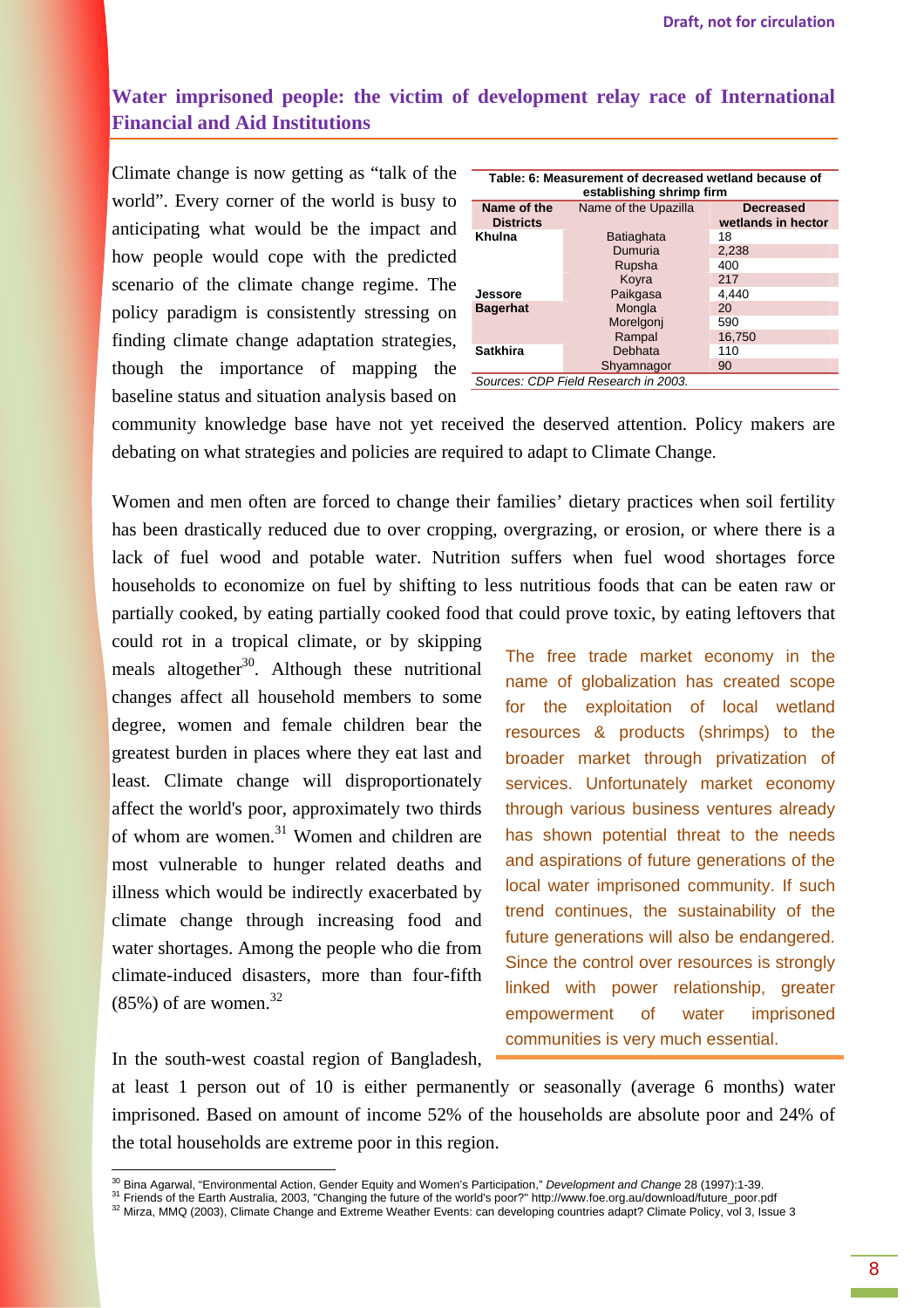## Water imprisoned people: the victim of development relay race of International Financial and Aid Institutions

Climate change is now getting as "talk of the world". Every corner of the world is busy to anticipating what would be the impact and how people would cope with the predicted scenario of the climate change regime. The policy paradigm is consistently stressing on finding climate change adaptation strategies, though the importance of mapping the baseline status and situation analysis based on community knowledge base have not yet received the deserved attention. Policy makers are debating on what strategies and policies are required to adapt to Climate Change.

**Table: 6: Measurement of decreased wetland because of establishing shrimp firm**

| Name of the Districts | Name of the Upazilla | Decreased wetlands in hector |
|---|---|---|
| Khulna | Batiaghata | 18 |
| | Dumuria | 2,238 |
| | Rupsha | 400 |
| | Koyra | 217 |
| Jessore | Paikgasa | 4,440 |
| Bagerhat | Mongla | 20 |
| | Morelgonj | 590 |
| | Rampal | 16,750 |
| Satkhira | Debhata | 110 |
| | Shyamnagor | 90 |

*Sources: CDP Field Research in 2003.*

Women and men often are forced to change their families' dietary practices when soil fertility has been drastically reduced due to over cropping, overgrazing, or erosion, or where there is a lack of fuel wood and potable water. Nutrition suffers when fuel wood shortages force households to economize on fuel by shifting to less nutritious foods that can be eaten raw or partially cooked, by eating partially cooked food that could prove toxic, by eating leftovers that could rot in a tropical climate, or by skipping meals altogether[30]. Although these nutritional changes affect all household members to some degree, women and female children bear the greatest burden in places where they eat last and least. Climate change will disproportionately affect the world's poor, approximately two thirds of whom are women.[31] Women and children are most vulnerable to hunger related deaths and illness which would be indirectly exacerbated by climate change through increasing food and water shortages. Among the people who die from climate-induced disasters, more than four-fifth (85%) of are women.[32]

> The free trade market economy in the name of globalization has created scope for the exploitation of local wetland resources & products (shrimps) to the broader market through privatization of services. Unfortunately market economy through various business ventures already has shown potential threat to the needs and aspirations of future generations of the local water imprisoned community. If such trend continues, the sustainability of the future generations will also be endangered. Since the control over resources is strongly linked with power relationship, greater empowerment of water imprisoned communities is very much essential.

In the south-west coastal region of Bangladesh, at least 1 person out of 10 is either permanently or seasonally (average 6 months) water imprisoned. Based on amount of income 52% of the households are absolute poor and 24% of the total households are extreme poor in this region.

---

[30] Bina Agarwal, "Environmental Action, Gender Equity and Women's Participation," *Development and Change* 28 (1997):1-39.

[31] Friends of the Earth Australia, 2003, "Changing the future of the world's poor?" http://www.foe.org.au/download/future_poor.pdf

[32] Mirza, MMQ (2003), Climate Change and Extreme Weather Events: can developing countries adapt? Climate Policy, vol 3, Issue 3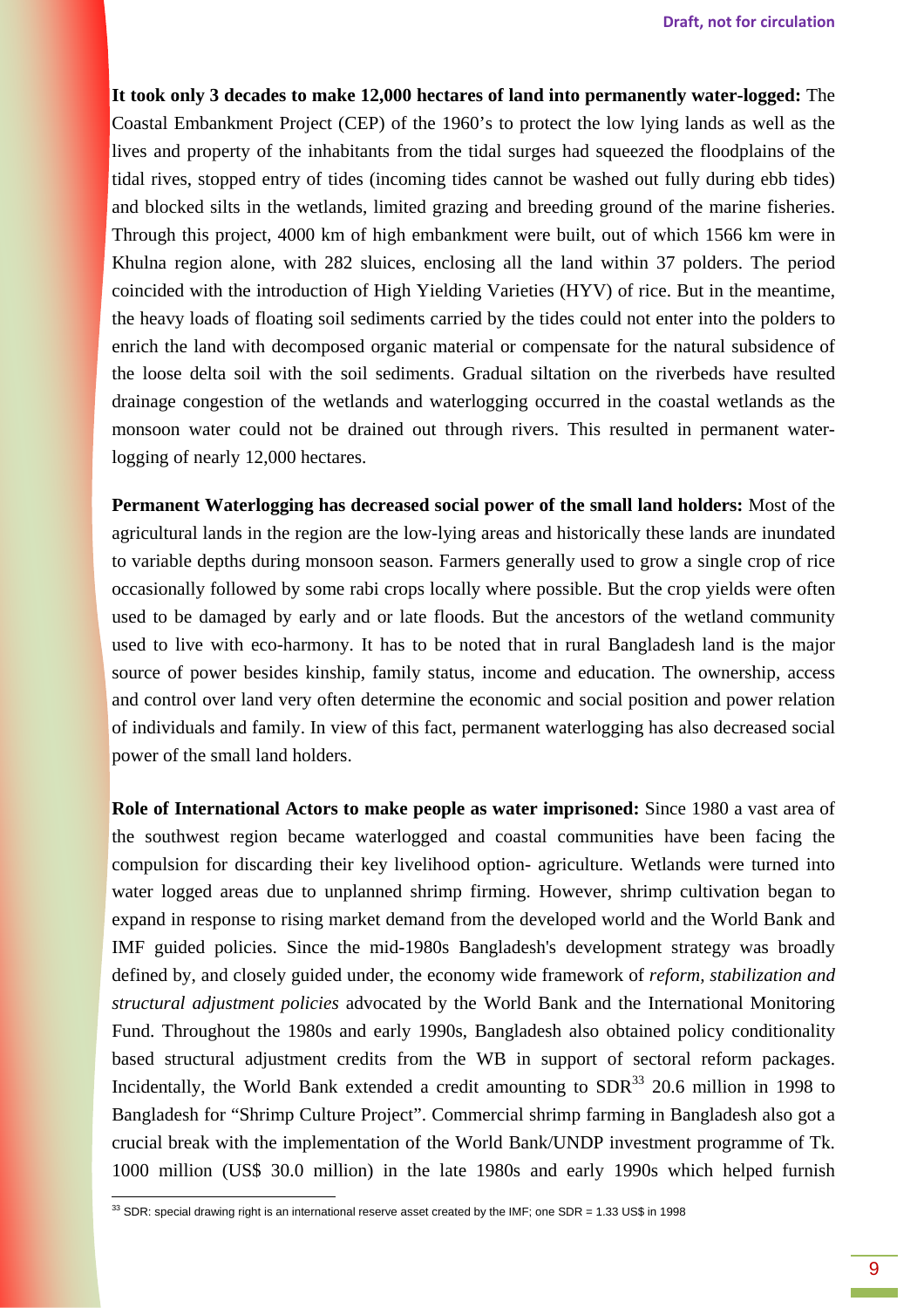**It took only 3 decades to make 12,000 hectares of land into permanently water-logged:** The Coastal Embankment Project (CEP) of the 1960's to protect the low lying lands as well as the lives and property of the inhabitants from the tidal surges had squeezed the floodplains of the tidal rives, stopped entry of tides (incoming tides cannot be washed out fully during ebb tides) and blocked silts in the wetlands, limited grazing and breeding ground of the marine fisheries. Through this project, 4000 km of high embankment were built, out of which 1566 km were in Khulna region alone, with 282 sluices, enclosing all the land within 37 polders. The period coincided with the introduction of High Yielding Varieties (HYV) of rice. But in the meantime, the heavy loads of floating soil sediments carried by the tides could not enter into the polders to enrich the land with decomposed organic material or compensate for the natural subsidence of the loose delta soil with the soil sediments. Gradual siltation on the riverbeds have resulted drainage congestion of the wetlands and waterlogging occurred in the coastal wetlands as the monsoon water could not be drained out through rivers. This resulted in permanent water-logging of nearly 12,000 hectares.

**Permanent Waterlogging has decreased social power of the small land holders:** Most of the agricultural lands in the region are the low-lying areas and historically these lands are inundated to variable depths during monsoon season. Farmers generally used to grow a single crop of rice occasionally followed by some rabi crops locally where possible. But the crop yields were often used to be damaged by early and or late floods. But the ancestors of the wetland community used to live with eco-harmony. It has to be noted that in rural Bangladesh land is the major source of power besides kinship, family status, income and education. The ownership, access and control over land very often determine the economic and social position and power relation of individuals and family. In view of this fact, permanent waterlogging has also decreased social power of the small land holders.

**Role of International Actors to make people as water imprisoned:** Since 1980 a vast area of the southwest region became waterlogged and coastal communities have been facing the compulsion for discarding their key livelihood option- agriculture. Wetlands were turned into water logged areas due to unplanned shrimp firming. However, shrimp cultivation began to expand in response to rising market demand from the developed world and the World Bank and IMF guided policies. Since the mid-1980s Bangladesh's development strategy was broadly defined by, and closely guided under, the economy wide framework of *reform, stabilization and structural adjustment policies* advocated by the World Bank and the International Monitoring Fund. Throughout the 1980s and early 1990s, Bangladesh also obtained policy conditionality based structural adjustment credits from the WB in support of sectoral reform packages. Incidentally, the World Bank extended a credit amounting to SDR[33] 20.6 million in 1998 to Bangladesh for "Shrimp Culture Project". Commercial shrimp farming in Bangladesh also got a crucial break with the implementation of the World Bank/UNDP investment programme of Tk. 1000 million (US$ 30.0 million) in the late 1980s and early 1990s which helped furnish

[33] SDR: special drawing right is an international reserve asset created by the IMF; one SDR = 1.33 US$ in 1998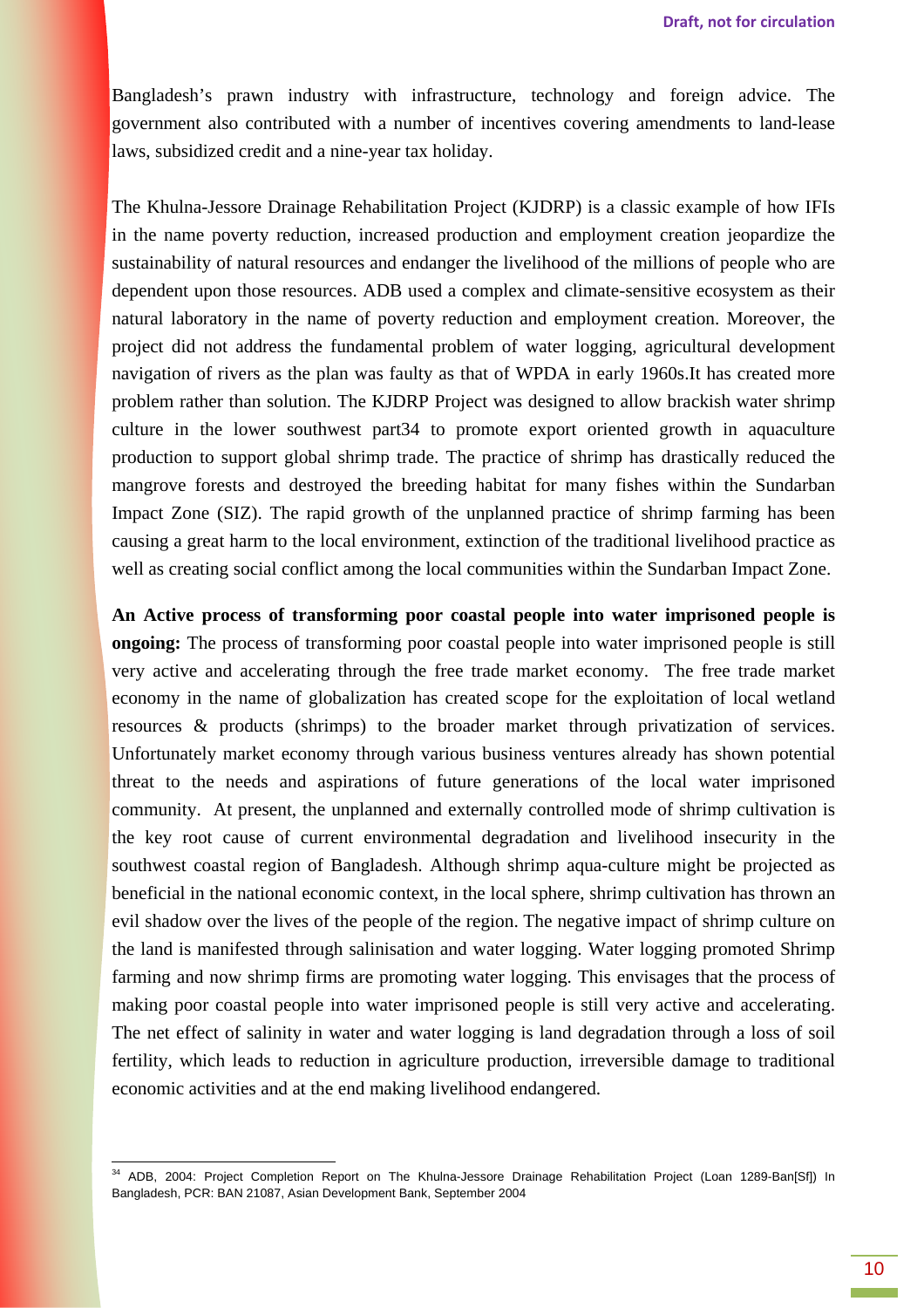Bangladesh's prawn industry with infrastructure, technology and foreign advice. The government also contributed with a number of incentives covering amendments to land-lease laws, subsidized credit and a nine-year tax holiday.

The Khulna-Jessore Drainage Rehabilitation Project (KJDRP) is a classic example of how IFIs in the name poverty reduction, increased production and employment creation jeopardize the sustainability of natural resources and endanger the livelihood of the millions of people who are dependent upon those resources. ADB used a complex and climate-sensitive ecosystem as their natural laboratory in the name of poverty reduction and employment creation. Moreover, the project did not address the fundamental problem of water logging, agricultural development navigation of rivers as the plan was faulty as that of WPDA in early 1960s.It has created more problem rather than solution. The KJDRP Project was designed to allow brackish water shrimp culture in the lower southwest part[34] to promote export oriented growth in aquaculture production to support global shrimp trade. The practice of shrimp has drastically reduced the mangrove forests and destroyed the breeding habitat for many fishes within the Sundarban Impact Zone (SIZ). The rapid growth of the unplanned practice of shrimp farming has been causing a great harm to the local environment, extinction of the traditional livelihood practice as well as creating social conflict among the local communities within the Sundarban Impact Zone.

**An Active process of transforming poor coastal people into water imprisoned people is ongoing:** The process of transforming poor coastal people into water imprisoned people is still very active and accelerating through the free trade market economy. The free trade market economy in the name of globalization has created scope for the exploitation of local wetland resources & products (shrimps) to the broader market through privatization of services. Unfortunately market economy through various business ventures already has shown potential threat to the needs and aspirations of future generations of the local water imprisoned community. At present, the unplanned and externally controlled mode of shrimp cultivation is the key root cause of current environmental degradation and livelihood insecurity in the southwest coastal region of Bangladesh. Although shrimp aqua-culture might be projected as beneficial in the national economic context, in the local sphere, shrimp cultivation has thrown an evil shadow over the lives of the people of the region. The negative impact of shrimp culture on the land is manifested through salinisation and water logging. Water logging promoted Shrimp farming and now shrimp firms are promoting water logging. This envisages that the process of making poor coastal people into water imprisoned people is still very active and accelerating. The net effect of salinity in water and water logging is land degradation through a loss of soil fertility, which leads to reduction in agriculture production, irreversible damage to traditional economic activities and at the end making livelihood endangered.

[34] ADB, 2004: Project Completion Report on The Khulna-Jessore Drainage Rehabilitation Project (Loan 1289-Ban[Sf]) In Bangladesh, PCR: BAN 21087, Asian Development Bank, September 2004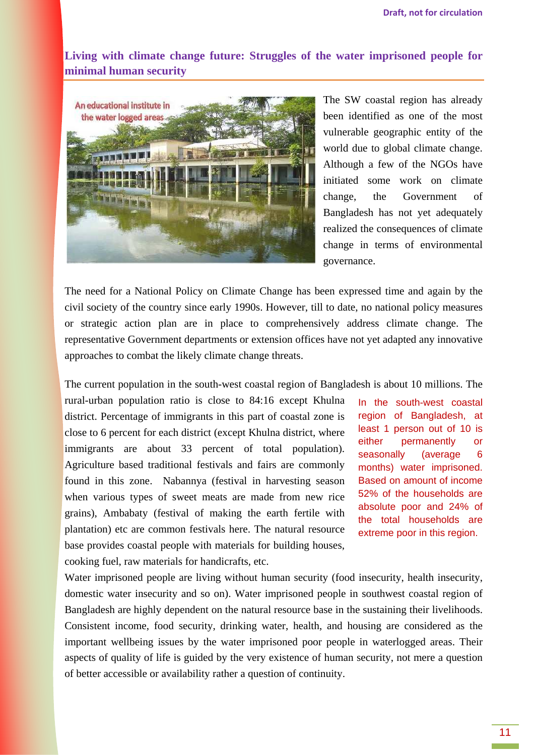## Living with climate change future: Struggles of the water imprisoned people for minimal human security

An educational institute in the water logged areas

The SW coastal region has already been identified as one of the most vulnerable geographic entity of the world due to global climate change. Although a few of the NGOs have initiated some work on climate change, the Government of Bangladesh has not yet adequately realized the consequences of climate change in terms of environmental governance.

The need for a National Policy on Climate Change has been expressed time and again by the civil society of the country since early 1990s. However, till to date, no national policy measures or strategic action plan are in place to comprehensively address climate change. The representative Government departments or extension offices have not yet adapted any innovative approaches to combat the likely climate change threats.

The current population in the south-west coastal region of Bangladesh is about 10 millions. The rural-urban population ratio is close to 84:16 except Khulna district. Percentage of immigrants in this part of coastal zone is close to 6 percent for each district (except Khulna district, where immigrants are about 33 percent of total population). Agriculture based traditional festivals and fairs are commonly found in this zone. Nabannya (festival in harvesting season when various types of sweet meats are made from new rice grains), Ambabaty (festival of making the earth fertile with plantation) etc are common festivals here. The natural resource base provides coastal people with materials for building houses, cooking fuel, raw materials for handicrafts, etc.

In the south-west coastal region of Bangladesh, at least 1 person out of 10 is either permanently or seasonally (average 6 months) water imprisoned. Based on amount of income 52% of the households are absolute poor and 24% of the total households are extreme poor in this region.

Water imprisoned people are living without human security (food insecurity, health insecurity, domestic water insecurity and so on). Water imprisoned people in southwest coastal region of Bangladesh are highly dependent on the natural resource base in the sustaining their livelihoods. Consistent income, food security, drinking water, health, and housing are considered as the important wellbeing issues by the water imprisoned poor people in waterlogged areas. Their aspects of quality of life is guided by the very existence of human security, not mere a question of better accessible or availability rather a question of continuity.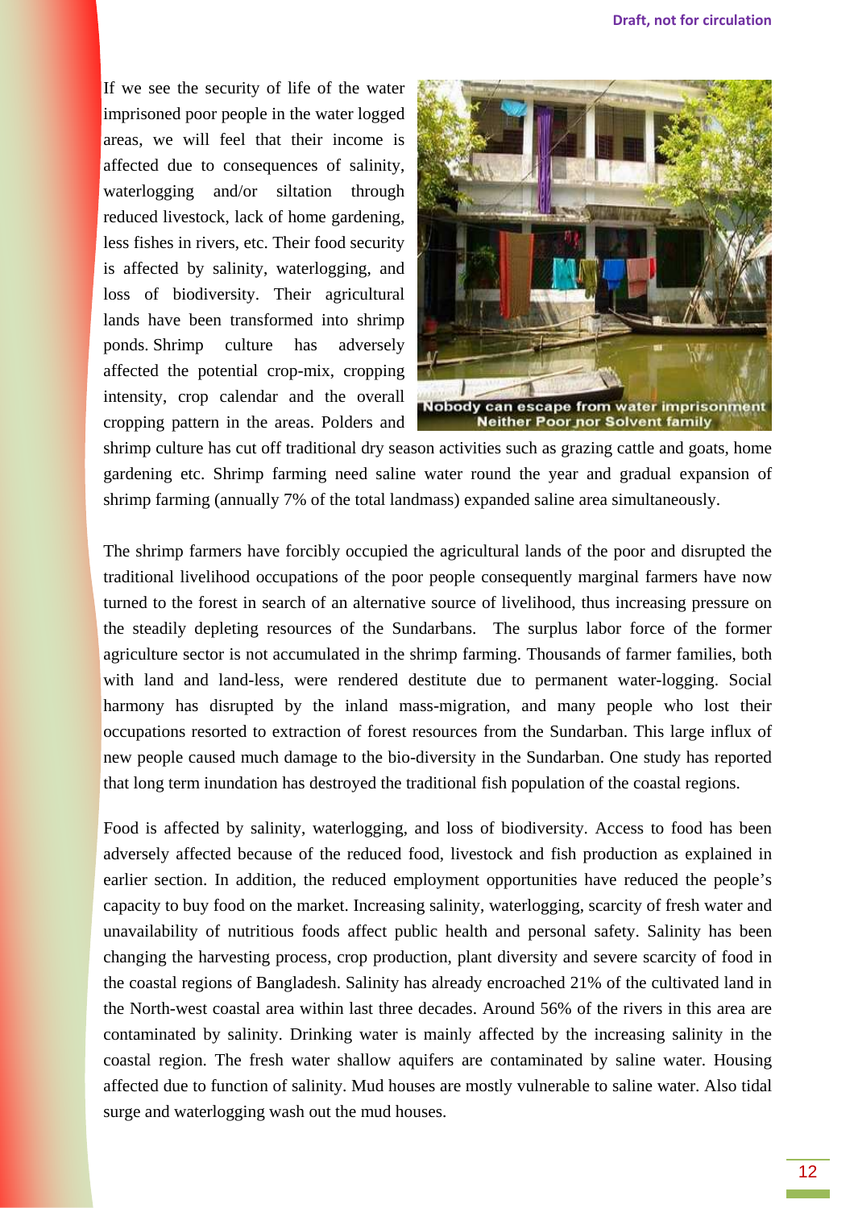If we see the security of life of the water imprisoned poor people in the water logged areas, we will feel that their income is affected due to consequences of salinity, waterlogging and/or siltation through reduced livestock, lack of home gardening, less fishes in rivers, etc. Their food security is affected by salinity, waterlogging, and loss of biodiversity. Their agricultural lands have been transformed into shrimp ponds. Shrimp culture has adversely affected the potential crop-mix, cropping intensity, crop calendar and the overall cropping pattern in the areas. Polders and shrimp culture has cut off traditional dry season activities such as grazing cattle and goats, home gardening etc. Shrimp farming need saline water round the year and gradual expansion of shrimp farming (annually 7% of the total landmass) expanded saline area simultaneously.

Nobody can escape from water imprisonment
Neither Poor nor Solvent family

The shrimp farmers have forcibly occupied the agricultural lands of the poor and disrupted the traditional livelihood occupations of the poor people consequently marginal farmers have now turned to the forest in search of an alternative source of livelihood, thus increasing pressure on the steadily depleting resources of the Sundarbans. The surplus labor force of the former agriculture sector is not accumulated in the shrimp farming. Thousands of farmer families, both with land and land-less, were rendered destitute due to permanent water-logging. Social harmony has disrupted by the inland mass-migration, and many people who lost their occupations resorted to extraction of forest resources from the Sundarban. This large influx of new people caused much damage to the bio-diversity in the Sundarban. One study has reported that long term inundation has destroyed the traditional fish population of the coastal regions.

Food is affected by salinity, waterlogging, and loss of biodiversity. Access to food has been adversely affected because of the reduced food, livestock and fish production as explained in earlier section. In addition, the reduced employment opportunities have reduced the people's capacity to buy food on the market. Increasing salinity, waterlogging, scarcity of fresh water and unavailability of nutritious foods affect public health and personal safety. Salinity has been changing the harvesting process, crop production, plant diversity and severe scarcity of food in the coastal regions of Bangladesh. Salinity has already encroached 21% of the cultivated land in the North-west coastal area within last three decades. Around 56% of the rivers in this area are contaminated by salinity. Drinking water is mainly affected by the increasing salinity in the coastal region. The fresh water shallow aquifers are contaminated by saline water. Housing affected due to function of salinity. Mud houses are mostly vulnerable to saline water. Also tidal surge and waterlogging wash out the mud houses.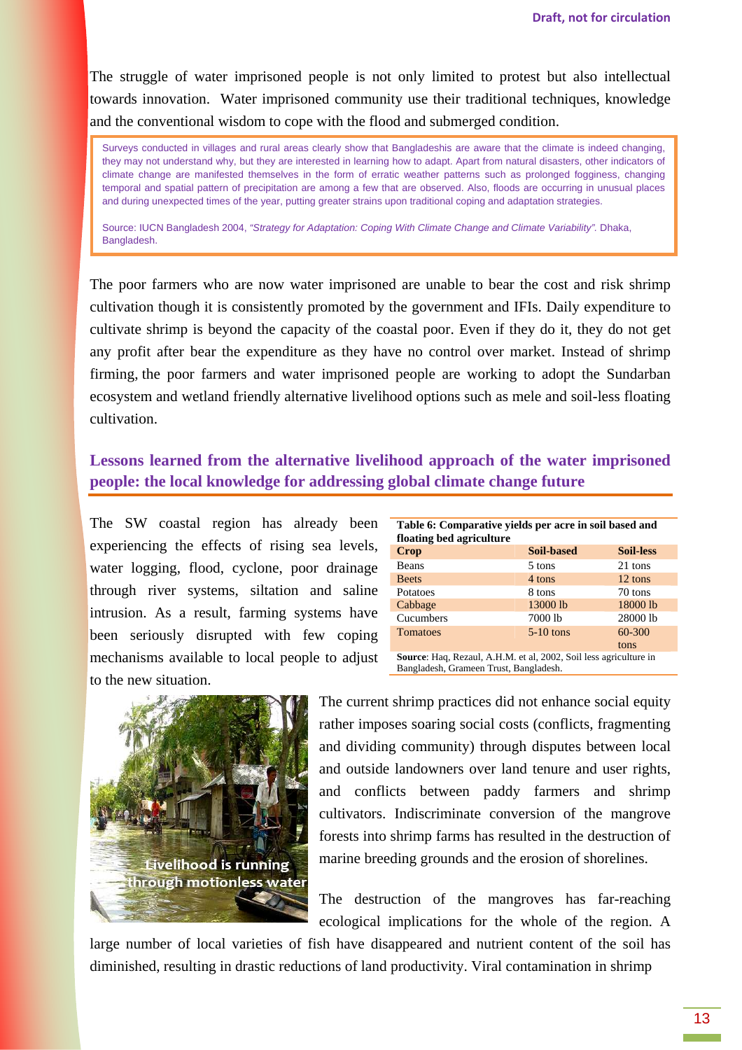The struggle of water imprisoned people is not only limited to protest but also intellectual towards innovation. Water imprisoned community use their traditional techniques, knowledge and the conventional wisdom to cope with the flood and submerged condition.

> Surveys conducted in villages and rural areas clearly show that Bangladeshis are aware that the climate is indeed changing, they may not understand why, but they are interested in learning how to adapt. Apart from natural disasters, other indicators of climate change are manifested themselves in the form of erratic weather patterns such as prolonged fogginess, changing temporal and spatial pattern of precipitation are among a few that are observed. Also, floods are occurring in unusual places and during unexpected times of the year, putting greater strains upon traditional coping and adaptation strategies.
>
> Source: IUCN Bangladesh 2004, *"Strategy for Adaptation: Coping With Climate Change and Climate Variability"*. Dhaka, Bangladesh.

The poor farmers who are now water imprisoned are unable to bear the cost and risk shrimp cultivation though it is consistently promoted by the government and IFIs. Daily expenditure to cultivate shrimp is beyond the capacity of the coastal poor. Even if they do it, they do not get any profit after bear the expenditure as they have no control over market. Instead of shrimp firming, the poor farmers and water imprisoned people are working to adopt the Sundarban ecosystem and wetland friendly alternative livelihood options such as mele and soil-less floating cultivation.

## Lessons learned from the alternative livelihood approach of the water imprisoned people: the local knowledge for addressing global climate change future

The SW coastal region has already been experiencing the effects of rising sea levels, water logging, flood, cyclone, poor drainage through river systems, siltation and saline intrusion. As a result, farming systems have been seriously disrupted with few coping mechanisms available to local people to adjust to the new situation.

**Table 6: Comparative yields per acre in soil based and floating bed agriculture**

| Crop | Soil-based | Soil-less |
|---|---|---|
| Beans | 5 tons | 21 tons |
| Beets | 4 tons | 12 tons |
| Potatoes | 8 tons | 70 tons |
| Cabbage | 13000 lb | 18000 lb |
| Cucumbers | 7000 lb | 28000 lb |
| Tomatoes | 5-10 tons | 60-300 tons |

**Source**: Haq, Rezaul, A.H.M. et al, 2002, Soil less agriculture in Bangladesh, Grameen Trust, Bangladesh.

Livelihood is running through motionless water

The current shrimp practices did not enhance social equity rather imposes soaring social costs (conflicts, fragmenting and dividing community) through disputes between local and outside landowners over land tenure and user rights, and conflicts between paddy farmers and shrimp cultivators. Indiscriminate conversion of the mangrove forests into shrimp farms has resulted in the destruction of marine breeding grounds and the erosion of shorelines.

The destruction of the mangroves has far-reaching ecological implications for the whole of the region. A large number of local varieties of fish have disappeared and nutrient content of the soil has diminished, resulting in drastic reductions of land productivity. Viral contamination in shrimp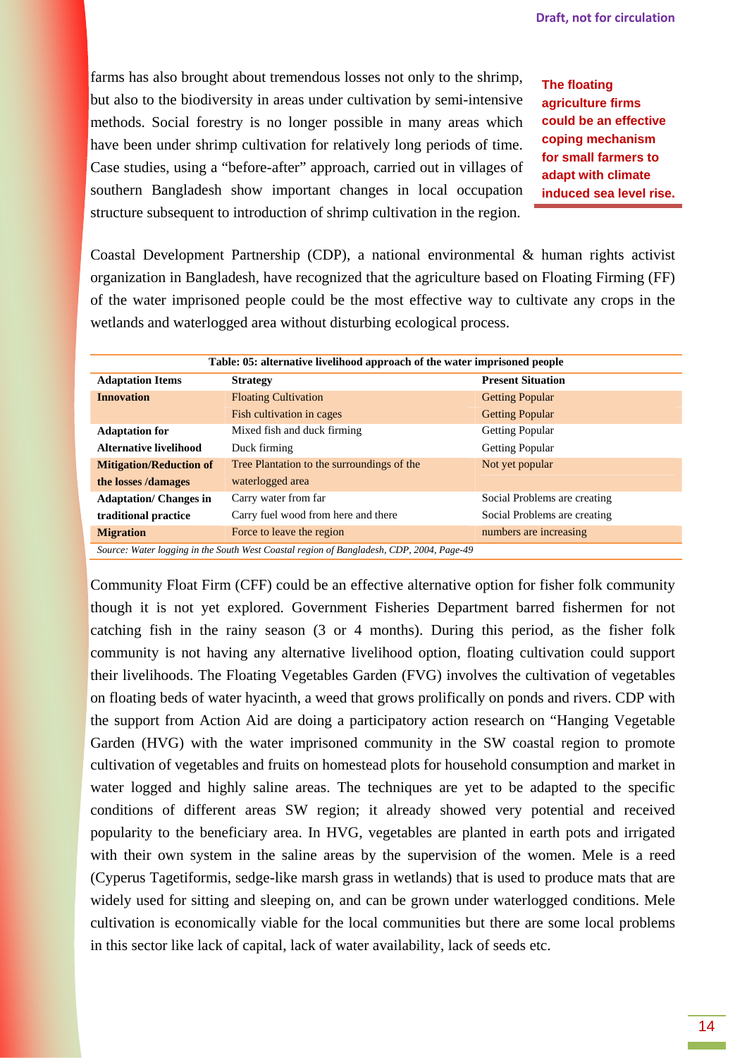farms has also brought about tremendous losses not only to the shrimp, but also to the biodiversity in areas under cultivation by semi-intensive methods. Social forestry is no longer possible in many areas which have been under shrimp cultivation for relatively long periods of time. Case studies, using a "before-after" approach, carried out in villages of southern Bangladesh show important changes in local occupation structure subsequent to introduction of shrimp cultivation in the region.

**The floating agriculture firms could be an effective coping mechanism for small farmers to adapt with climate induced sea level rise.**

Coastal Development Partnership (CDP), a national environmental & human rights activist organization in Bangladesh, have recognized that the agriculture based on Floating Firming (FF) of the water imprisoned people could be the most effective way to cultivate any crops in the wetlands and waterlogged area without disturbing ecological process.

**Table: 05: alternative livelihood approach of the water imprisoned people**

| Adaptation Items | Strategy | Present Situation |
|---|---|---|
| **Innovation** | Floating Cultivation | Getting Popular |
| | Fish cultivation in cages | Getting Popular |
| **Adaptation for Alternative livelihood** | Mixed fish and duck firming | Getting Popular |
| | Duck firming | Getting Popular |
| **Mitigation/Reduction of the losses /damages** | Tree Plantation to the surroundings of the waterlogged area | Not yet popular |
| **Adaptation/ Changes in traditional practice** | Carry water from far | Social Problems are creating |
| | Carry fuel wood from here and there | Social Problems are creating |
| **Migration** | Force to leave the region | numbers are increasing |

*Source: Water logging in the South West Coastal region of Bangladesh, CDP, 2004, Page-49*

Community Float Firm (CFF) could be an effective alternative option for fisher folk community though it is not yet explored. Government Fisheries Department barred fishermen for not catching fish in the rainy season (3 or 4 months). During this period, as the fisher folk community is not having any alternative livelihood option, floating cultivation could support their livelihoods. The Floating Vegetables Garden (FVG) involves the cultivation of vegetables on floating beds of water hyacinth, a weed that grows prolifically on ponds and rivers. CDP with the support from Action Aid are doing a participatory action research on "Hanging Vegetable Garden (HVG) with the water imprisoned community in the SW coastal region to promote cultivation of vegetables and fruits on homestead plots for household consumption and market in water logged and highly saline areas. The techniques are yet to be adapted to the specific conditions of different areas SW region; it already showed very potential and received popularity to the beneficiary area. In HVG, vegetables are planted in earth pots and irrigated with their own system in the saline areas by the supervision of the women. Mele is a reed (Cyperus Tagetiformis, sedge-like marsh grass in wetlands) that is used to produce mats that are widely used for sitting and sleeping on, and can be grown under waterlogged conditions. Mele cultivation is economically viable for the local communities but there are some local problems in this sector like lack of capital, lack of water availability, lack of seeds etc.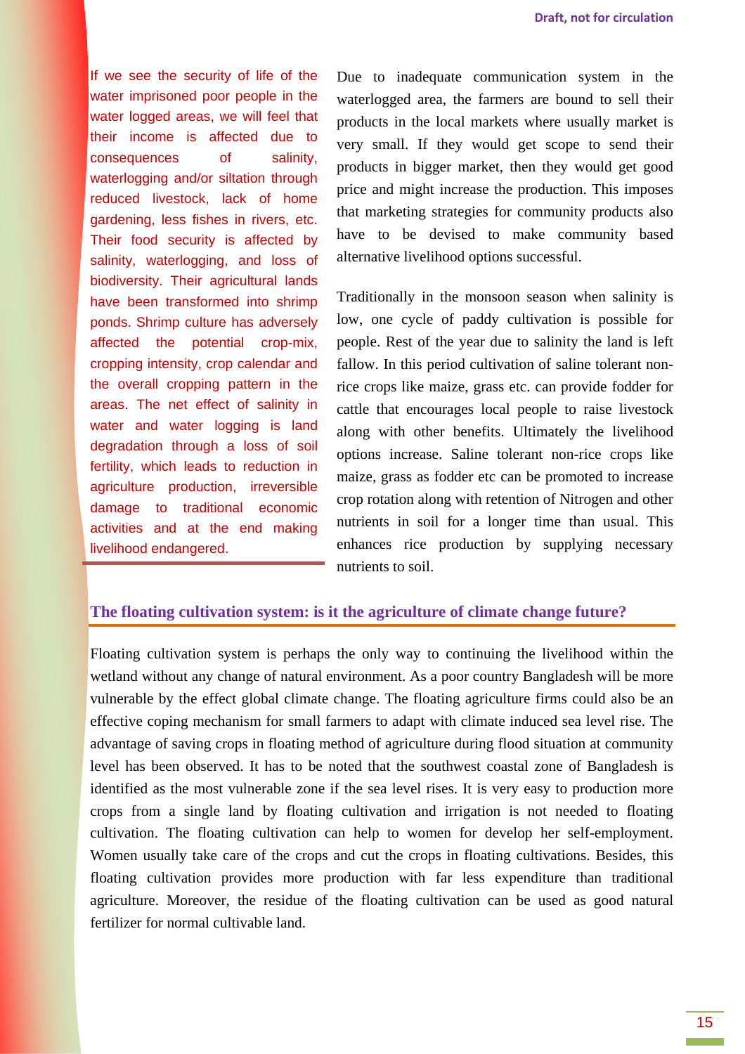If we see the security of life of the water imprisoned poor people in the water logged areas, we will feel that their income is affected due to consequences of salinity, waterlogging and/or siltation through reduced livestock, lack of home gardening, less fishes in rivers, etc. Their food security is affected by salinity, waterlogging, and loss of biodiversity. Their agricultural lands have been transformed into shrimp ponds. Shrimp culture has adversely affected the potential crop-mix, cropping intensity, crop calendar and the overall cropping pattern in the areas. The net effect of salinity in water and water logging is land degradation through a loss of soil fertility, which leads to reduction in agriculture production, irreversible damage to traditional economic activities and at the end making livelihood endangered.

Due to inadequate communication system in the waterlogged area, the farmers are bound to sell their products in the local markets where usually market is very small. If they would get scope to send their products in bigger market, then they would get good price and might increase the production. This imposes that marketing strategies for community products also have to be devised to make community based alternative livelihood options successful.

Traditionally in the monsoon season when salinity is low, one cycle of paddy cultivation is possible for people. Rest of the year due to salinity the land is left fallow. In this period cultivation of saline tolerant non-rice crops like maize, grass etc. can provide fodder for cattle that encourages local people to raise livestock along with other benefits. Ultimately the livelihood options increase. Saline tolerant non-rice crops like maize, grass as fodder etc can be promoted to increase crop rotation along with retention of Nitrogen and other nutrients in soil for a longer time than usual. This enhances rice production by supplying necessary nutrients to soil.

## The floating cultivation system: is it the agriculture of climate change future?

Floating cultivation system is perhaps the only way to continuing the livelihood within the wetland without any change of natural environment. As a poor country Bangladesh will be more vulnerable by the effect global climate change. The floating agriculture firms could also be an effective coping mechanism for small farmers to adapt with climate induced sea level rise. The advantage of saving crops in floating method of agriculture during flood situation at community level has been observed. It has to be noted that the southwest coastal zone of Bangladesh is identified as the most vulnerable zone if the sea level rises. It is very easy to production more crops from a single land by floating cultivation and irrigation is not needed to floating cultivation. The floating cultivation can help to women for develop her self-employment. Women usually take care of the crops and cut the crops in floating cultivations. Besides, this floating cultivation provides more production with far less expenditure than traditional agriculture. Moreover, the residue of the floating cultivation can be used as good natural fertilizer for normal cultivable land.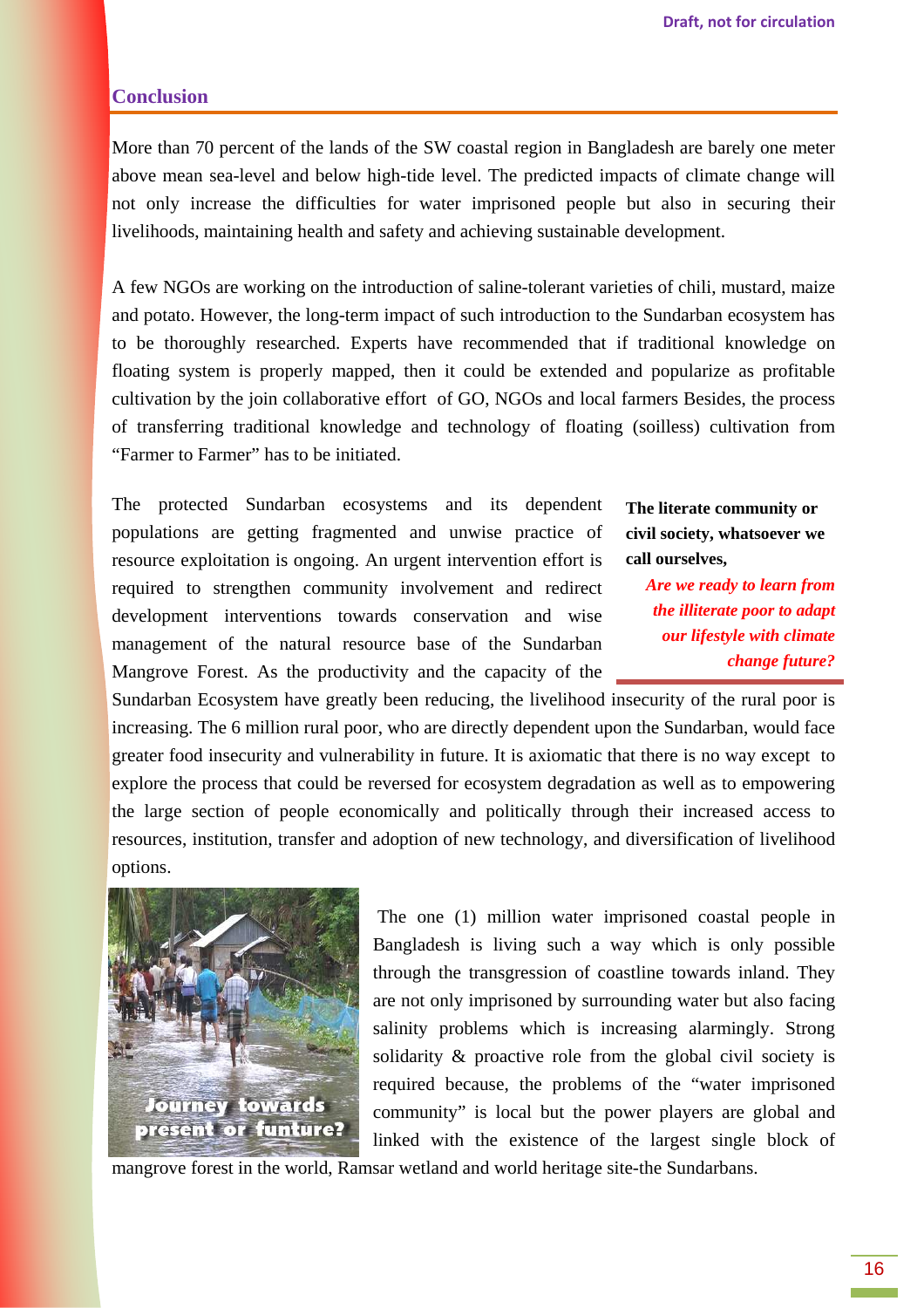## Conclusion

More than 70 percent of the lands of the SW coastal region in Bangladesh are barely one meter above mean sea-level and below high-tide level. The predicted impacts of climate change will not only increase the difficulties for water imprisoned people but also in securing their livelihoods, maintaining health and safety and achieving sustainable development.

A few NGOs are working on the introduction of saline-tolerant varieties of chili, mustard, maize and potato. However, the long-term impact of such introduction to the Sundarban ecosystem has to be thoroughly researched. Experts have recommended that if traditional knowledge on floating system is properly mapped, then it could be extended and popularize as profitable cultivation by the join collaborative effort of GO, NGOs and local farmers Besides, the process of transferring traditional knowledge and technology of floating (soilless) cultivation from "Farmer to Farmer" has to be initiated.

**The literate community or civil society, whatsoever we call ourselves,**

***Are we ready to learn from the illiterate poor to adapt our lifestyle with climate change future?***

The protected Sundarban ecosystems and its dependent populations are getting fragmented and unwise practice of resource exploitation is ongoing. An urgent intervention effort is required to strengthen community involvement and redirect development interventions towards conservation and wise management of the natural resource base of the Sundarban Mangrove Forest. As the productivity and the capacity of the Sundarban Ecosystem have greatly been reducing, the livelihood insecurity of the rural poor is increasing. The 6 million rural poor, who are directly dependent upon the Sundarban, would face greater food insecurity and vulnerability in future. It is axiomatic that there is no way except to explore the process that could be reversed for ecosystem degradation as well as to empowering the large section of people economically and politically through their increased access to resources, institution, transfer and adoption of new technology, and diversification of livelihood options.

Journey towards present or funture?

The one (1) million water imprisoned coastal people in Bangladesh is living such a way which is only possible through the transgression of coastline towards inland. They are not only imprisoned by surrounding water but also facing salinity problems which is increasing alarmingly. Strong solidarity & proactive role from the global civil society is required because, the problems of the "water imprisoned community" is local but the power players are global and linked with the existence of the largest single block of mangrove forest in the world, Ramsar wetland and world heritage site-the Sundarbans.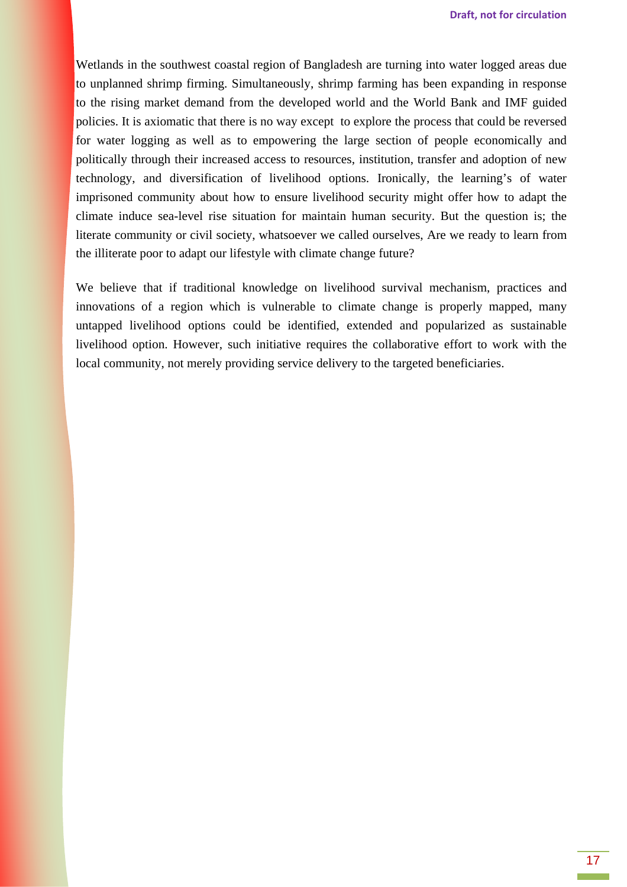Wetlands in the southwest coastal region of Bangladesh are turning into water logged areas due to unplanned shrimp firming. Simultaneously, shrimp farming has been expanding in response to the rising market demand from the developed world and the World Bank and IMF guided policies. It is axiomatic that there is no way except to explore the process that could be reversed for water logging as well as to empowering the large section of people economically and politically through their increased access to resources, institution, transfer and adoption of new technology, and diversification of livelihood options. Ironically, the learning's of water imprisoned community about how to ensure livelihood security might offer how to adapt the climate induce sea-level rise situation for maintain human security. But the question is; the literate community or civil society, whatsoever we called ourselves, Are we ready to learn from the illiterate poor to adapt our lifestyle with climate change future?

We believe that if traditional knowledge on livelihood survival mechanism, practices and innovations of a region which is vulnerable to climate change is properly mapped, many untapped livelihood options could be identified, extended and popularized as sustainable livelihood option. However, such initiative requires the collaborative effort to work with the local community, not merely providing service delivery to the targeted beneficiaries.